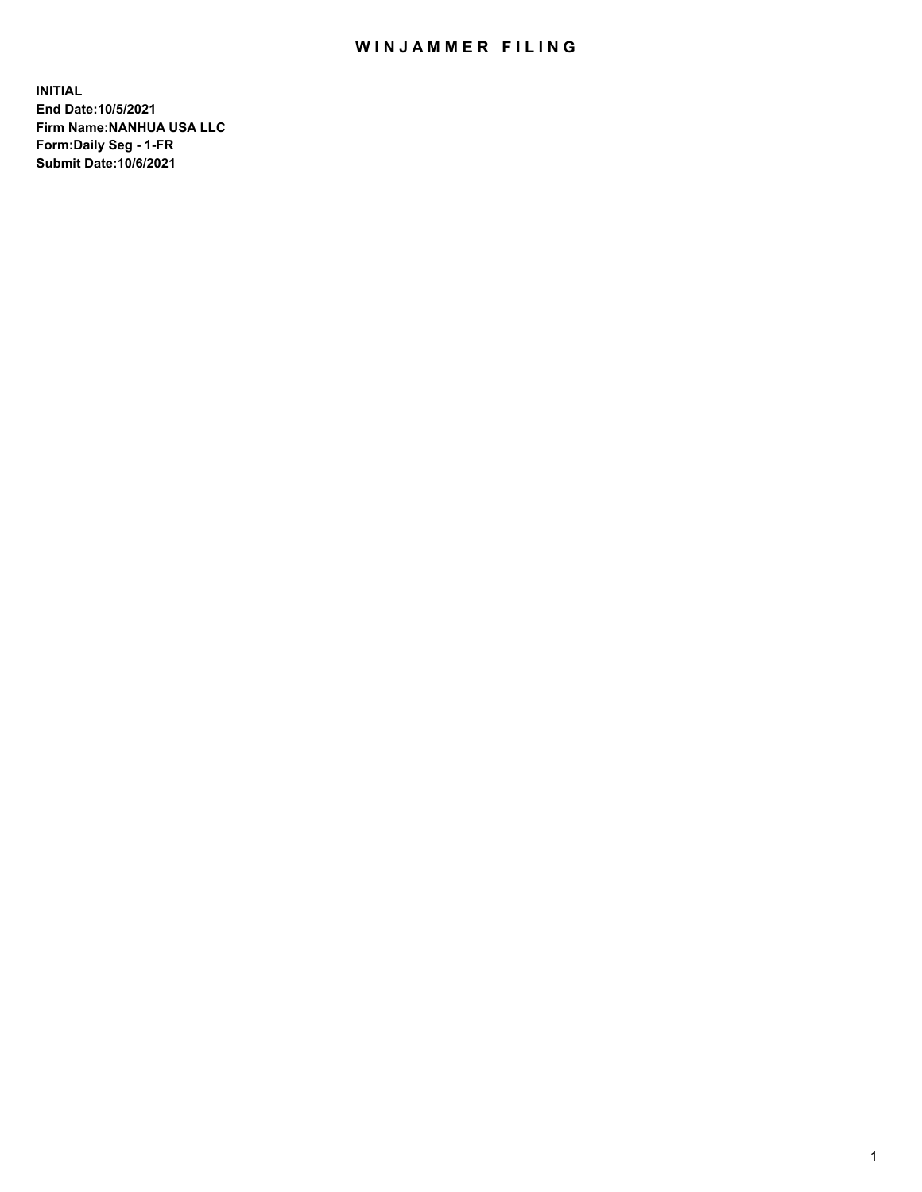# WINJAMMER FILING

**INITIAL**
**End Date:10/5/2021**
**Firm Name:NANHUA USA LLC**
**Form:Daily Seg - 1-FR**
**Submit Date:10/6/2021**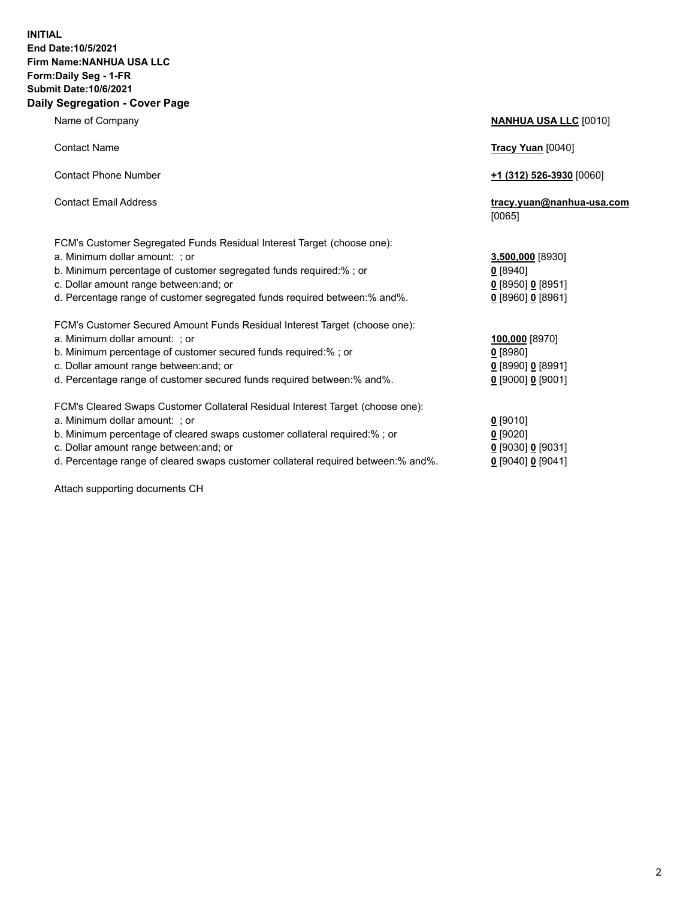**INITIAL**
**End Date:10/5/2021**
**Firm Name:NANHUA USA LLC**
**Form:Daily Seg - 1-FR**
**Submit Date:10/6/2021**

## Daily Segregation - Cover Page

| | |
|---|---|
| Name of Company | **NANHUA USA LLC** [0010] |
| Contact Name | **Tracy Yuan** [0040] |
| Contact Phone Number | **+1 (312) 526-3930** [0060] |
| Contact Email Address | **tracy.yuan@nanhua-usa.com** [0065] |

FCM's Customer Segregated Funds Residual Interest Target (choose one):

| | |
|---|---|
| a. Minimum dollar amount: ; or | **3,500,000** [8930] |
| b. Minimum percentage of customer segregated funds required:% ; or | **0** [8940] |
| c. Dollar amount range between:and; or | **0** [8950] **0** [8951] |
| d. Percentage range of customer segregated funds required between:% and%. | **0** [8960] **0** [8961] |

FCM's Customer Secured Amount Funds Residual Interest Target (choose one):

| | |
|---|---|
| a. Minimum dollar amount: ; or | **100,000** [8970] |
| b. Minimum percentage of customer secured funds required:% ; or | **0** [8980] |
| c. Dollar amount range between:and; or | **0** [8990] **0** [8991] |
| d. Percentage range of customer secured funds required between:% and%. | **0** [9000] **0** [9001] |

FCM's Cleared Swaps Customer Collateral Residual Interest Target (choose one):

| | |
|---|---|
| a. Minimum dollar amount: ; or | **0** [9010] |
| b. Minimum percentage of cleared swaps customer collateral required:% ; or | **0** [9020] |
| c. Dollar amount range between:and; or | **0** [9030] **0** [9031] |
| d. Percentage range of cleared swaps customer collateral required between:% and%. | **0** [9040] **0** [9041] |

Attach supporting documents CH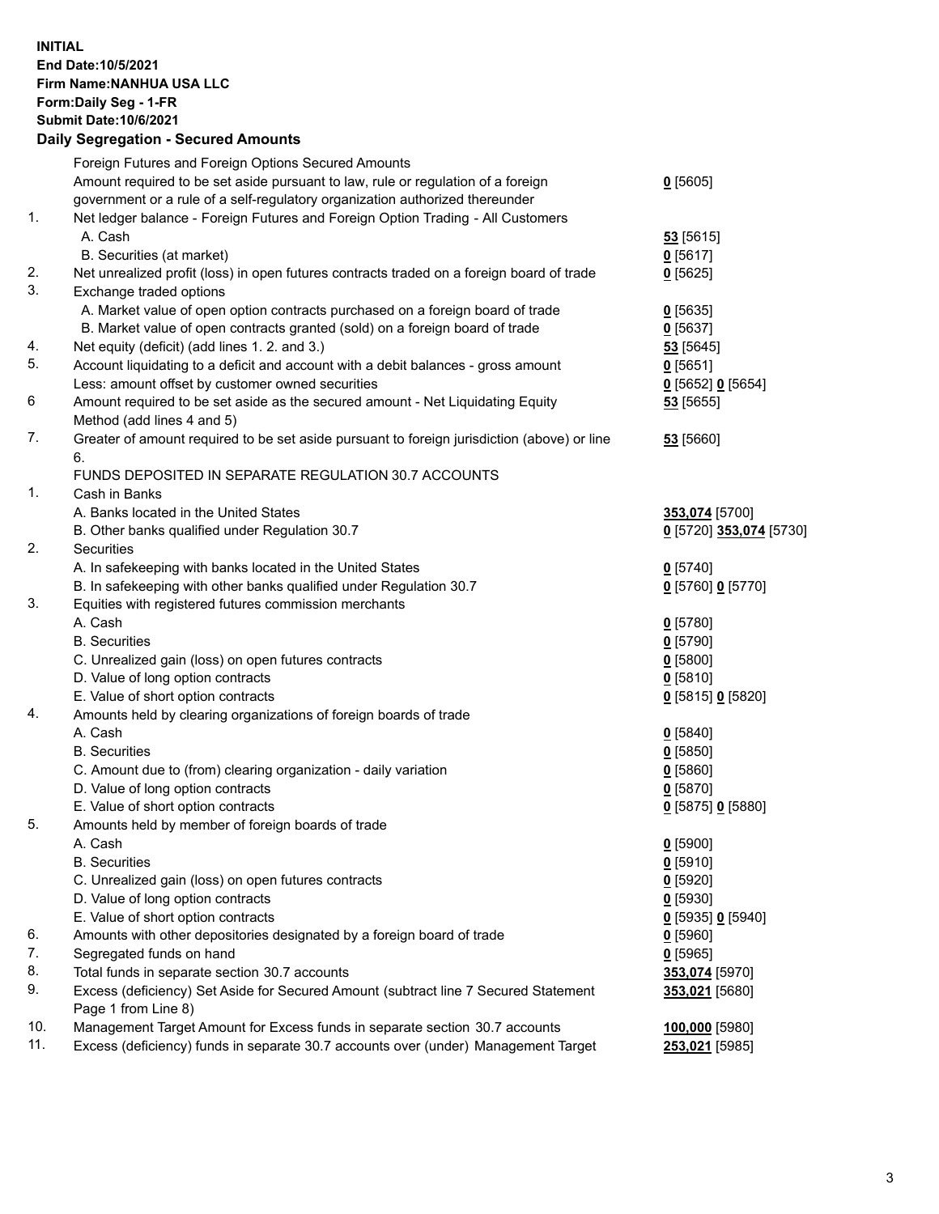**INITIAL**
**End Date:10/5/2021**
**Firm Name:NANHUA USA LLC**
**Form:Daily Seg - 1-FR**
**Submit Date:10/6/2021**

**Daily Segregation - Secured Amounts**

| | | |
|---|---|---|
| | Foreign Futures and Foreign Options Secured Amounts | |
| | Amount required to be set aside pursuant to law, rule or regulation of a foreign government or a rule of a self-regulatory organization authorized thereunder | **0** [5605] |
| 1. | Net ledger balance - Foreign Futures and Foreign Option Trading - All Customers | |
| | A. Cash | **53** [5615] |
| | B. Securities (at market) | **0** [5617] |
| 2. | Net unrealized profit (loss) in open futures contracts traded on a foreign board of trade | **0** [5625] |
| 3. | Exchange traded options | |
| | A. Market value of open option contracts purchased on a foreign board of trade | **0** [5635] |
| | B. Market value of open contracts granted (sold) on a foreign board of trade | **0** [5637] |
| 4. | Net equity (deficit) (add lines 1. 2. and 3.) | **53** [5645] |
| 5. | Account liquidating to a deficit and account with a debit balances - gross amount | **0** [5651] |
| | Less: amount offset by customer owned securities | **0** [5652] **0** [5654] |
| 6 | Amount required to be set aside as the secured amount - Net Liquidating Equity Method (add lines 4 and 5) | **53** [5655] |
| 7. | Greater of amount required to be set aside pursuant to foreign jurisdiction (above) or line 6. | **53** [5660] |
| | FUNDS DEPOSITED IN SEPARATE REGULATION 30.7 ACCOUNTS | |
| 1. | Cash in Banks | |
| | A. Banks located in the United States | **353,074** [5700] |
| | B. Other banks qualified under Regulation 30.7 | **0** [5720] **353,074** [5730] |
| 2. | Securities | |
| | A. In safekeeping with banks located in the United States | **0** [5740] |
| | B. In safekeeping with other banks qualified under Regulation 30.7 | **0** [5760] **0** [5770] |
| 3. | Equities with registered futures commission merchants | |
| | A. Cash | **0** [5780] |
| | B. Securities | **0** [5790] |
| | C. Unrealized gain (loss) on open futures contracts | **0** [5800] |
| | D. Value of long option contracts | **0** [5810] |
| | E. Value of short option contracts | **0** [5815] **0** [5820] |
| 4. | Amounts held by clearing organizations of foreign boards of trade | |
| | A. Cash | **0** [5840] |
| | B. Securities | **0** [5850] |
| | C. Amount due to (from) clearing organization - daily variation | **0** [5860] |
| | D. Value of long option contracts | **0** [5870] |
| | E. Value of short option contracts | **0** [5875] **0** [5880] |
| 5. | Amounts held by member of foreign boards of trade | |
| | A. Cash | **0** [5900] |
| | B. Securities | **0** [5910] |
| | C. Unrealized gain (loss) on open futures contracts | **0** [5920] |
| | D. Value of long option contracts | **0** [5930] |
| | E. Value of short option contracts | **0** [5935] **0** [5940] |
| 6. | Amounts with other depositories designated by a foreign board of trade | **0** [5960] |
| 7. | Segregated funds on hand | **0** [5965] |
| 8. | Total funds in separate section 30.7 accounts | **353,074** [5970] |
| 9. | Excess (deficiency) Set Aside for Secured Amount (subtract line 7 Secured Statement Page 1 from Line 8) | **353,021** [5680] |
| 10. | Management Target Amount for Excess funds in separate section 30.7 accounts | **100,000** [5980] |
| 11. | Excess (deficiency) funds in separate 30.7 accounts over (under) Management Target | **253,021** [5985] |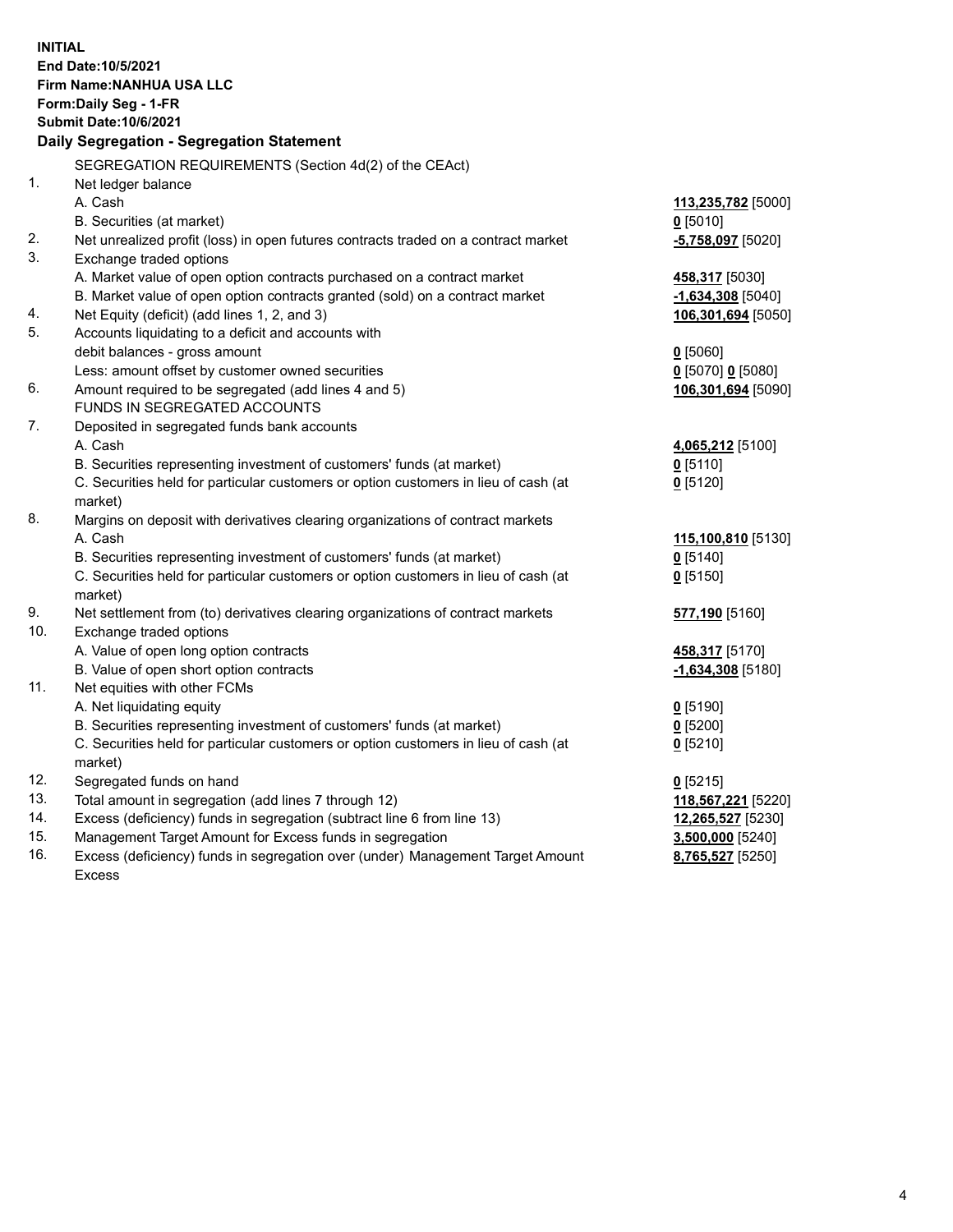**INITIAL**
**End Date:10/5/2021**
**Firm Name:NANHUA USA LLC**
**Form:Daily Seg - 1-FR**
**Submit Date:10/6/2021**

**Daily Segregation - Segregation Statement**

| | | |
|---|---|---|
| | SEGREGATION REQUIREMENTS (Section 4d(2) of the CEAct) | |
| 1. | Net ledger balance | |
| | A. Cash | **113,235,782** [5000] |
| | B. Securities (at market) | **0** [5010] |
| 2. | Net unrealized profit (loss) in open futures contracts traded on a contract market | **-5,758,097** [5020] |
| 3. | Exchange traded options | |
| | A. Market value of open option contracts purchased on a contract market | **458,317** [5030] |
| | B. Market value of open option contracts granted (sold) on a contract market | **-1,634,308** [5040] |
| 4. | Net Equity (deficit) (add lines 1, 2, and 3) | **106,301,694** [5050] |
| 5. | Accounts liquidating to a deficit and accounts with debit balances - gross amount | **0** [5060] |
| | Less: amount offset by customer owned securities | **0** [5070] **0** [5080] |
| 6. | Amount required to be segregated (add lines 4 and 5) | **106,301,694** [5090] |
| | FUNDS IN SEGREGATED ACCOUNTS | |
| 7. | Deposited in segregated funds bank accounts | |
| | A. Cash | **4,065,212** [5100] |
| | B. Securities representing investment of customers' funds (at market) | **0** [5110] |
| | C. Securities held for particular customers or option customers in lieu of cash (at market) | **0** [5120] |
| 8. | Margins on deposit with derivatives clearing organizations of contract markets | |
| | A. Cash | **115,100,810** [5130] |
| | B. Securities representing investment of customers' funds (at market) | **0** [5140] |
| | C. Securities held for particular customers or option customers in lieu of cash (at market) | **0** [5150] |
| 9. | Net settlement from (to) derivatives clearing organizations of contract markets | **577,190** [5160] |
| 10. | Exchange traded options | |
| | A. Value of open long option contracts | **458,317** [5170] |
| | B. Value of open short option contracts | **-1,634,308** [5180] |
| 11. | Net equities with other FCMs | |
| | A. Net liquidating equity | **0** [5190] |
| | B. Securities representing investment of customers' funds (at market) | **0** [5200] |
| | C. Securities held for particular customers or option customers in lieu of cash (at market) | **0** [5210] |
| 12. | Segregated funds on hand | **0** [5215] |
| 13. | Total amount in segregation (add lines 7 through 12) | **118,567,221** [5220] |
| 14. | Excess (deficiency) funds in segregation (subtract line 6 from line 13) | **12,265,527** [5230] |
| 15. | Management Target Amount for Excess funds in segregation | **3,500,000** [5240] |
| 16. | Excess (deficiency) funds in segregation over (under) Management Target Amount Excess | **8,765,527** [5250] |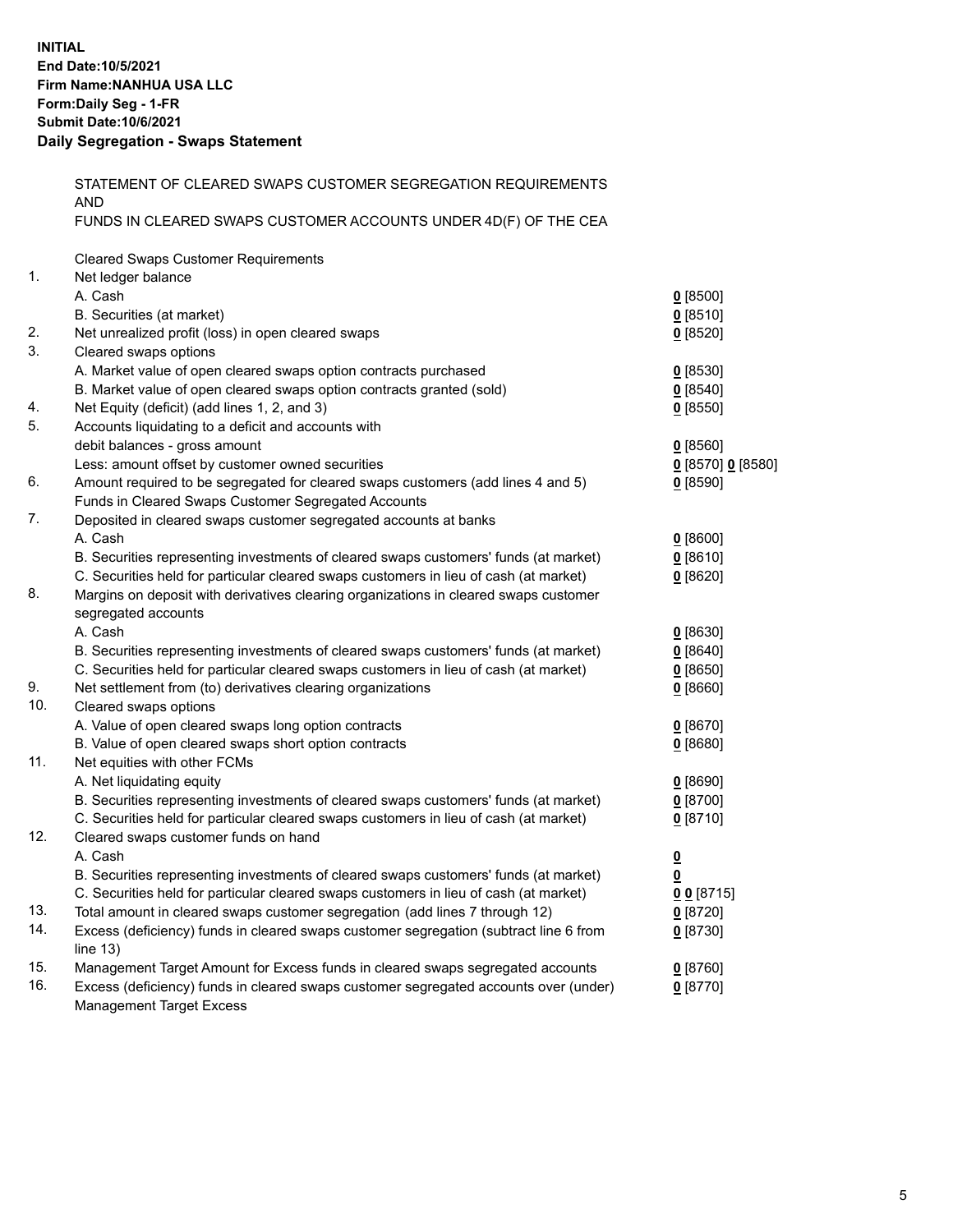**INITIAL**
**End Date:10/5/2021**
**Firm Name:NANHUA USA LLC**
**Form:Daily Seg - 1-FR**
**Submit Date:10/6/2021**
**Daily Segregation - Swaps Statement**

STATEMENT OF CLEARED SWAPS CUSTOMER SEGREGATION REQUIREMENTS AND FUNDS IN CLEARED SWAPS CUSTOMER ACCOUNTS UNDER 4D(F) OF THE CEA

| | | |
|---|---|---|
| | Cleared Swaps Customer Requirements | |
| 1. | Net ledger balance | |
| | A. Cash | 0 [8500] |
| | B. Securities (at market) | 0 [8510] |
| 2. | Net unrealized profit (loss) in open cleared swaps | 0 [8520] |
| 3. | Cleared swaps options | |
| | A. Market value of open cleared swaps option contracts purchased | 0 [8530] |
| | B. Market value of open cleared swaps option contracts granted (sold) | 0 [8540] |
| 4. | Net Equity (deficit) (add lines 1, 2, and 3) | 0 [8550] |
| 5. | Accounts liquidating to a deficit and accounts with debit balances - gross amount | 0 [8560] |
| | Less: amount offset by customer owned securities | 0 [8570] 0 [8580] |
| 6. | Amount required to be segregated for cleared swaps customers (add lines 4 and 5) | 0 [8590] |
| | Funds in Cleared Swaps Customer Segregated Accounts | |
| 7. | Deposited in cleared swaps customer segregated accounts at banks | |
| | A. Cash | 0 [8600] |
| | B. Securities representing investments of cleared swaps customers' funds (at market) | 0 [8610] |
| | C. Securities held for particular cleared swaps customers in lieu of cash (at market) | 0 [8620] |
| 8. | Margins on deposit with derivatives clearing organizations in cleared swaps customer segregated accounts | |
| | A. Cash | 0 [8630] |
| | B. Securities representing investments of cleared swaps customers' funds (at market) | 0 [8640] |
| | C. Securities held for particular cleared swaps customers in lieu of cash (at market) | 0 [8650] |
| 9. | Net settlement from (to) derivatives clearing organizations | 0 [8660] |
| 10. | Cleared swaps options | |
| | A. Value of open cleared swaps long option contracts | 0 [8670] |
| | B. Value of open cleared swaps short option contracts | 0 [8680] |
| 11. | Net equities with other FCMs | |
| | A. Net liquidating equity | 0 [8690] |
| | B. Securities representing investments of cleared swaps customers' funds (at market) | 0 [8700] |
| | C. Securities held for particular cleared swaps customers in lieu of cash (at market) | 0 [8710] |
| 12. | Cleared swaps customer funds on hand | |
| | A. Cash | 0 |
| | B. Securities representing investments of cleared swaps customers' funds (at market) | 0 |
| | C. Securities held for particular cleared swaps customers in lieu of cash (at market) | 0 0 [8715] |
| 13. | Total amount in cleared swaps customer segregation (add lines 7 through 12) | 0 [8720] |
| 14. | Excess (deficiency) funds in cleared swaps customer segregation (subtract line 6 from line 13) | 0 [8730] |
| 15. | Management Target Amount for Excess funds in cleared swaps segregated accounts | 0 [8760] |
| 16. | Excess (deficiency) funds in cleared swaps customer segregated accounts over (under) Management Target Excess | 0 [8770] |